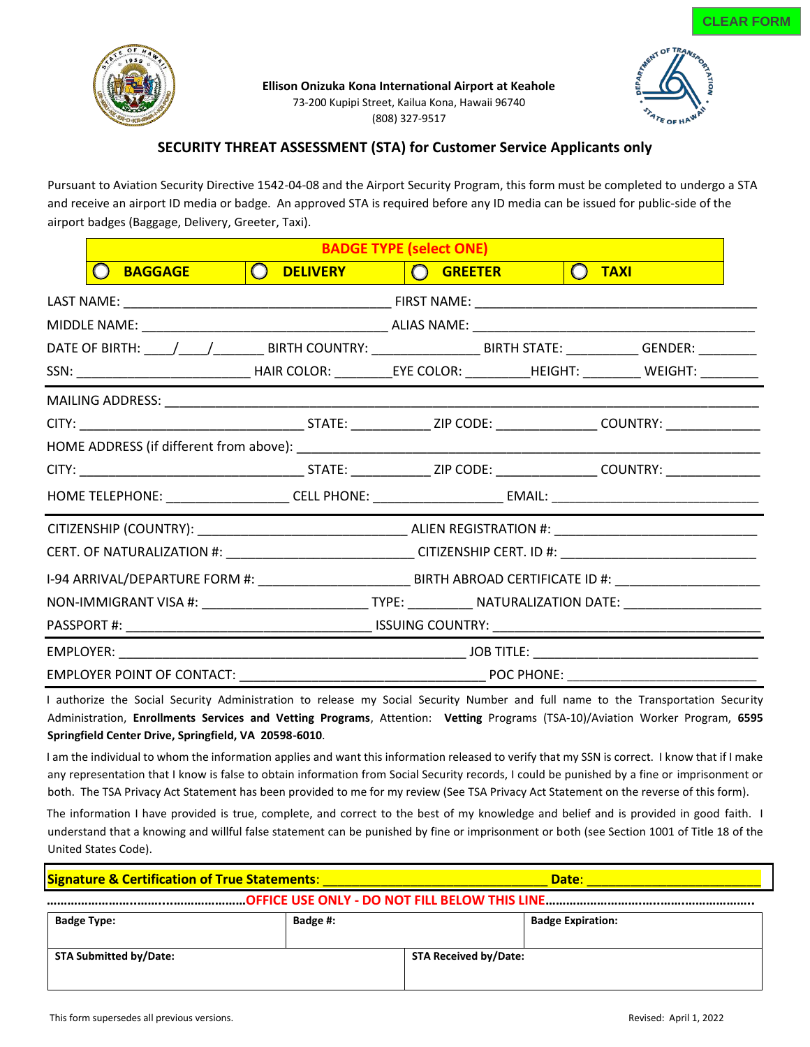CLEAR FORM

**Ellison Onizuka Kona International Airport at Keahole**
73-200 Kupipi Street, Kailua Kona, Hawaii 96740
(808) 327-9517

## SECURITY THREAT ASSESSMENT (STA) for Customer Service Applicants only

Pursuant to Aviation Security Directive 1542-04-08 and the Airport Security Program, this form must be completed to undergo a STA and receive an airport ID media or badge. An approved STA is required before any ID media can be issued for public-side of the airport badges (Baggage, Delivery, Greeter, Taxi).

| BADGE TYPE (select ONE) | | | |
|---|---|---|---|
| ◯ BAGGAGE | ◯ DELIVERY | ◯ GREETER | ◯ TAXI |

LAST NAME: ____________________ FIRST NAME: ____________________

MIDDLE NAME: ____________________ ALIAS NAME: ____________________

DATE OF BIRTH: ____/____/_______ BIRTH COUNTRY: ____________ BIRTH STATE: __________ GENDER: ________

SSN: ________________ HAIR COLOR: ________ EYE COLOR: _________ HEIGHT: ________ WEIGHT: ________

MAILING ADDRESS: ________________________________________

CITY: ____________________ STATE: ___________ ZIP CODE: ______________ COUNTRY: _____________

HOME ADDRESS (if different from above): ________________________________________

CITY: ____________________ STATE: ___________ ZIP CODE: ______________ COUNTRY: _____________

HOME TELEPHONE: ________________ CELL PHONE: __________________ EMAIL: ____________________

CITIZENSHIP (COUNTRY): ____________________ ALIEN REGISTRATION #: ____________________

CERT. OF NATURALIZATION #: ____________________ CITIZENSHIP CERT. ID #: ____________________

I-94 ARRIVAL/DEPARTURE FORM #: ____________________ BIRTH ABROAD CERTIFICATE ID #: ____________________

NON-IMMIGRANT VISA #: ____________________ TYPE: _________ NATURALIZATION DATE: ____________________

PASSPORT #: ____________________ ISSUING COUNTRY: ____________________

EMPLOYER: ________________________________________ JOB TITLE: ____________________

EMPLOYER POINT OF CONTACT: ____________________ POC PHONE: ____________________

I authorize the Social Security Administration to release my Social Security Number and full name to the Transportation Security Administration, **Enrollments Services and Vetting Programs**, Attention: **Vetting** Programs (TSA-10)/Aviation Worker Program, **6595 Springfield Center Drive, Springfield, VA 20598-6010**.

I am the individual to whom the information applies and want this information released to verify that my SSN is correct. I know that if I make any representation that I know is false to obtain information from Social Security records, I could be punished by a fine or imprisonment or both. The TSA Privacy Act Statement has been provided to me for my review (See TSA Privacy Act Statement on the reverse of this form).

The information I have provided is true, complete, and correct to the best of my knowledge and belief and is provided in good faith. I understand that a knowing and willful false statement can be punished by fine or imprisonment or both (see Section 1001 of Title 18 of the United States Code).

**Signature & Certification of True Statements**: ______________________________ **Date**: ____________________

**OFFICE USE ONLY - DO NOT FILL BELOW THIS LINE**

| **Badge Type:** | **Badge #:** | **Badge Expiration:** |
|---|---|---|
| **STA Submitted by/Date:** | **STA Received by/Date:** | |

This form supersedes all previous versions.

Revised: April 1, 2022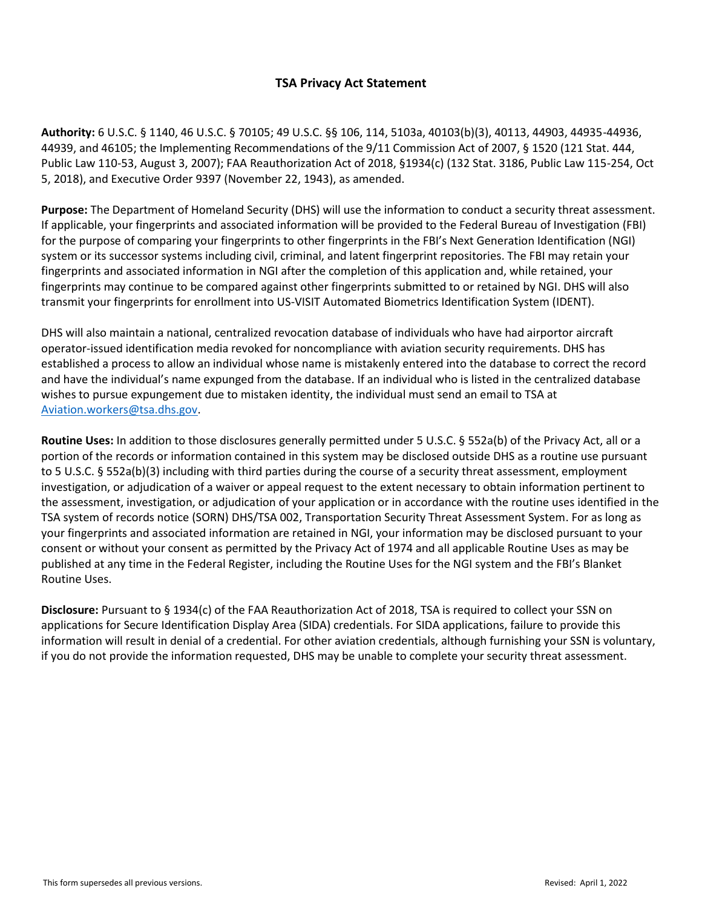# TSA Privacy Act Statement

**Authority:** 6 U.S.C. § 1140, 46 U.S.C. § 70105; 49 U.S.C. §§ 106, 114, 5103a, 40103(b)(3), 40113, 44903, 44935-44936, 44939, and 46105; the Implementing Recommendations of the 9/11 Commission Act of 2007, § 1520 (121 Stat. 444, Public Law 110-53, August 3, 2007); FAA Reauthorization Act of 2018, §1934(c) (132 Stat. 3186, Public Law 115-254, Oct 5, 2018), and Executive Order 9397 (November 22, 1943), as amended.

**Purpose:** The Department of Homeland Security (DHS) will use the information to conduct a security threat assessment. If applicable, your fingerprints and associated information will be provided to the Federal Bureau of Investigation (FBI) for the purpose of comparing your fingerprints to other fingerprints in the FBI's Next Generation Identification (NGI) system or its successor systems including civil, criminal, and latent fingerprint repositories. The FBI may retain your fingerprints and associated information in NGI after the completion of this application and, while retained, your fingerprints may continue to be compared against other fingerprints submitted to or retained by NGI. DHS will also transmit your fingerprints for enrollment into US-VISIT Automated Biometrics Identification System (IDENT).

DHS will also maintain a national, centralized revocation database of individuals who have had airportor aircraft operator-issued identification media revoked for noncompliance with aviation security requirements. DHS has established a process to allow an individual whose name is mistakenly entered into the database to correct the record and have the individual's name expunged from the database. If an individual who is listed in the centralized database wishes to pursue expungement due to mistaken identity, the individual must send an email to TSA at Aviation.workers@tsa.dhs.gov.

**Routine Uses:** In addition to those disclosures generally permitted under 5 U.S.C. § 552a(b) of the Privacy Act, all or a portion of the records or information contained in this system may be disclosed outside DHS as a routine use pursuant to 5 U.S.C. § 552a(b)(3) including with third parties during the course of a security threat assessment, employment investigation, or adjudication of a waiver or appeal request to the extent necessary to obtain information pertinent to the assessment, investigation, or adjudication of your application or in accordance with the routine uses identified in the TSA system of records notice (SORN) DHS/TSA 002, Transportation Security Threat Assessment System. For as long as your fingerprints and associated information are retained in NGI, your information may be disclosed pursuant to your consent or without your consent as permitted by the Privacy Act of 1974 and all applicable Routine Uses as may be published at any time in the Federal Register, including the Routine Uses for the NGI system and the FBI's Blanket Routine Uses.

**Disclosure:** Pursuant to § 1934(c) of the FAA Reauthorization Act of 2018, TSA is required to collect your SSN on applications for Secure Identification Display Area (SIDA) credentials. For SIDA applications, failure to provide this information will result in denial of a credential. For other aviation credentials, although furnishing your SSN is voluntary, if you do not provide the information requested, DHS may be unable to complete your security threat assessment.

This form supersedes all previous versions. Revised: April 1, 2022